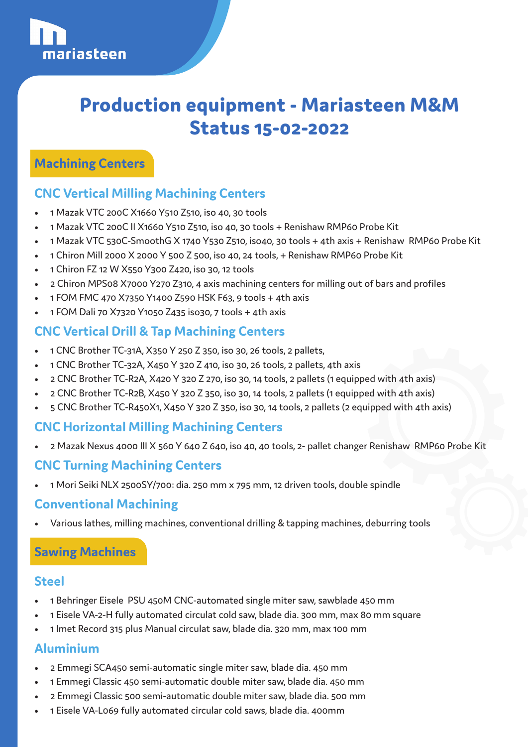# Production equipment - Mariasteen M&M Status 15-02-2022

## Machining Centers

### CNC Vertical Milling Machining Centers

- 1 Mazak VTC 200C X1660 Y510 Z510, iso 40, 30 tools
- 1 Mazak VTC 200C II X1660 Y510 Z510, iso 40, 30 tools + Renishaw RMP60 Probe Kit
- 1 Mazak VTC 530C-SmoothG X 1740 Y530 Z510, iso40, 30 tools + 4th axis + Renishaw RMP60 Probe Kit
- 1 Chiron Mill 2000 X 2000 Y 500 Z 500, iso 40, 24 tools, + Renishaw RMP60 Probe Kit
- 1 Chiron FZ 12 W X550 Y300 Z420, iso 30, 12 tools
- 2 Chiron MPS08 X7000 Y270 Z310, 4 axis machining centers for milling out of bars and profiles
- 1 FOM FMC 470 X7350 Y1400 Z590 HSK F63, 9 tools + 4th axis
- 1 FOM Dali 70 X7320 Y1050 Z435 iso30, 7 tools + 4th axis

### CNC Vertical Drill & Tap Machining Centers

- 1 CNC Brother TC-31A, X350 Y 250 Z 350, iso 30, 26 tools, 2 pallets,
- 1 CNC Brother TC-32A, X450 Y 320 Z 410, iso 30, 26 tools, 2 pallets, 4th axis
- 2 CNC Brother TC-R2A, X420 Y 320 Z 270, iso 30, 14 tools, 2 pallets (1 equipped with 4th axis)
- 2 CNC Brother TC-R2B, X450 Y 320 Z 350, iso 30, 14 tools, 2 pallets (1 equipped with 4th axis)
- 5 CNC Brother TC-R450X1, X450 Y 320 Z 350, iso 30, 14 tools, 2 pallets (2 equipped with 4th axis)

### CNC Horizontal Milling Machining Centers

- 2 Mazak Nexus 4000 III X 560 Y 640 Z 640, iso 40, 40 tools, 2- pallet changer Renishaw RMP60 Probe Kit

### CNC Turning Machining Centers

- 1 Mori Seiki NLX 2500SY/700: dia. 250 mm x 795 mm, 12 driven tools, double spindle

### Conventional Machining

- Various lathes, milling machines, conventional drilling & tapping machines, deburring tools

## Sawing Machines

### Steel

- 1 Behringer Eisele PSU 450M CNC-automated single miter saw, sawblade 450 mm
- 1 Eisele VA-2-H fully automated circulat cold saw, blade dia. 300 mm, max 80 mm square
- 1 Imet Record 315 plus Manual circulat saw, blade dia. 320 mm, max 100 mm

### Aluminium

- 2 Emmegi SCA450 semi-automatic single miter saw, blade dia. 450 mm
- 1 Emmegi Classic 450 semi-automatic double miter saw, blade dia. 450 mm
- 2 Emmegi Classic 500 semi-automatic double miter saw, blade dia. 500 mm
- 1 Eisele VA-L069 fully automated circular cold saws, blade dia. 400mm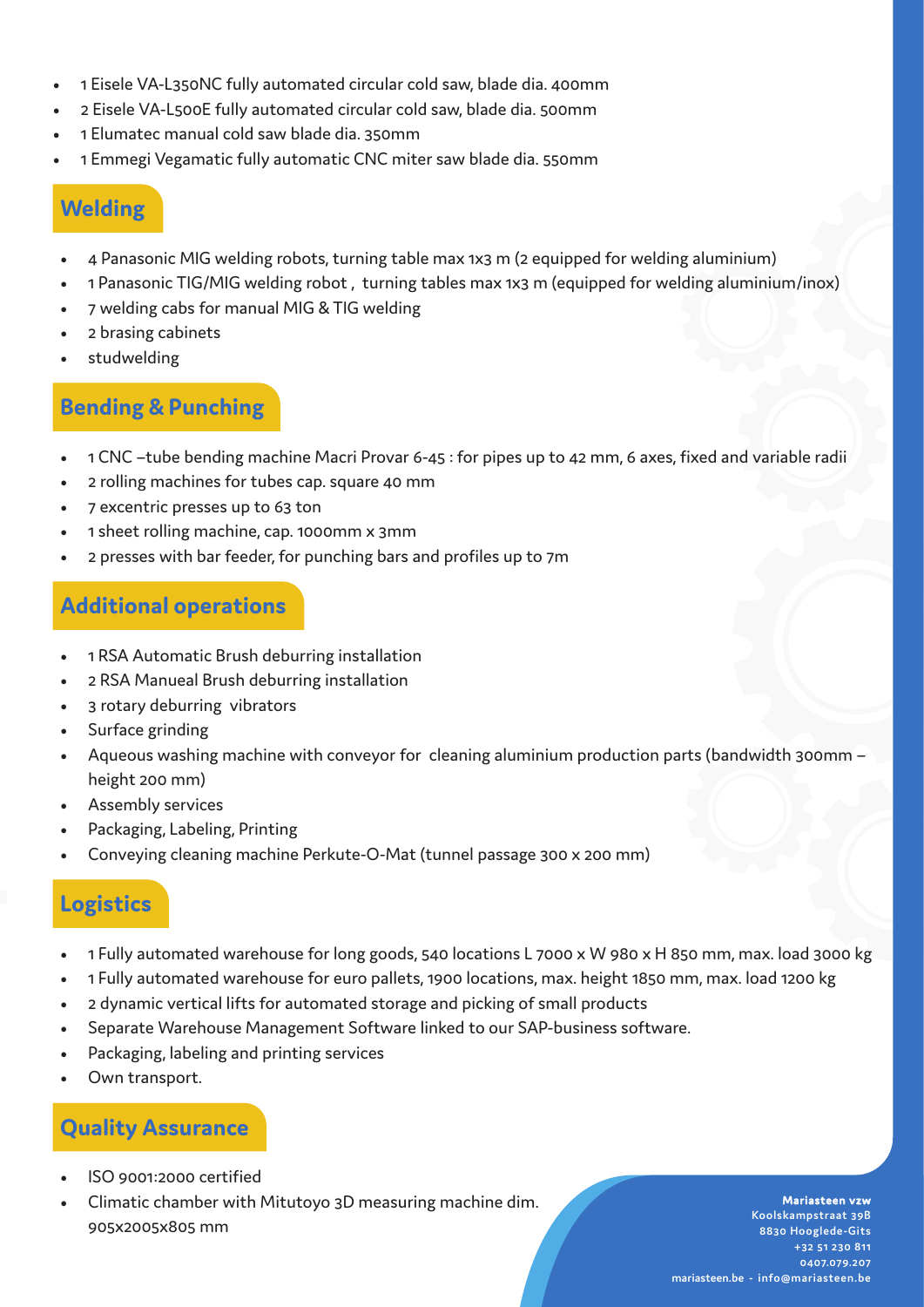- 1 Eisele VA-L350NC fully automated circular cold saw, blade dia. 400mm
- 2 Eisele VA-L500E fully automated circular cold saw, blade dia. 500mm
- 1 Elumatec manual cold saw blade dia. 350mm
- 1 Emmegi Vegamatic fully automatic CNC miter saw blade dia. 550mm

## Welding

- 4 Panasonic MIG welding robots, turning table max 1x3 m (2 equipped for welding aluminium)
- 1 Panasonic TIG/MIG welding robot , turning tables max 1x3 m (equipped for welding aluminium/inox)
- 7 welding cabs for manual MIG & TIG welding
- 2 brasing cabinets
- studwelding

## Bending & Punching

- 1 CNC –tube bending machine Macri Provar 6-45 : for pipes up to 42 mm, 6 axes, fixed and variable radii
- 2 rolling machines for tubes cap. square 40 mm
- 7 excentric presses up to 63 ton
- 1 sheet rolling machine, cap. 1000mm x 3mm
- 2 presses with bar feeder, for punching bars and profiles up to 7m

## Additional operations

- 1 RSA Automatic Brush deburring installation
- 2 RSA Manueal Brush deburring installation
- 3 rotary deburring vibrators
- Surface grinding
- Aqueous washing machine with conveyor for cleaning aluminium production parts (bandwidth 300mm – height 200 mm)
- Assembly services
- Packaging, Labeling, Printing
- Conveying cleaning machine Perkute-O-Mat (tunnel passage 300 x 200 mm)

## Logistics

- 1 Fully automated warehouse for long goods, 540 locations L 7000 x W 980 x H 850 mm, max. load 3000 kg
- 1 Fully automated warehouse for euro pallets, 1900 locations, max. height 1850 mm, max. load 1200 kg
- 2 dynamic vertical lifts for automated storage and picking of small products
- Separate Warehouse Management Software linked to our SAP-business software.
- Packaging, labeling and printing services
- Own transport.

## Quality Assurance

- ISO 9001:2000 certified
- Climatic chamber with Mitutoyo 3D measuring machine dim. 905x2005x805 mm

**Mariasteen vzw**
Koolskampstraat 39B
8830 Hooglede-Gits
+32 51 230 811
0407.079.207
mariasteen.be - info@mariasteen.be